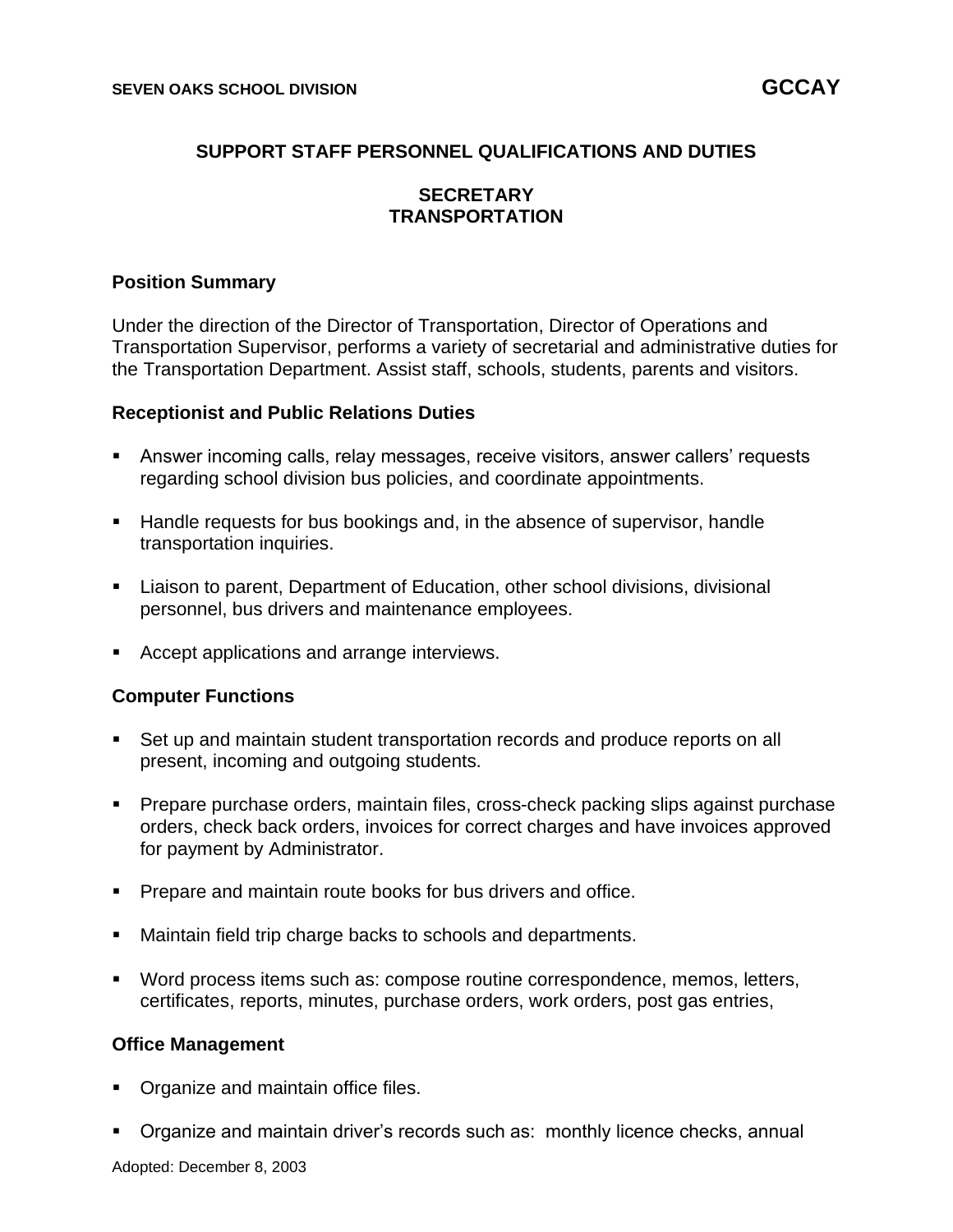SEVEN OAKS SCHOOL DIVISION **GCCAY**

## SUPPORT STAFF PERSONNEL QUALIFICATIONS AND DUTIES

## SECRETARY TRANSPORTATION

### Position Summary

Under the direction of the Director of Transportation, Director of Operations and Transportation Supervisor, performs a variety of secretarial and administrative duties for the Transportation Department. Assist staff, schools, students, parents and visitors.

### Receptionist and Public Relations Duties

- Answer incoming calls, relay messages, receive visitors, answer callers' requests regarding school division bus policies, and coordinate appointments.
- Handle requests for bus bookings and, in the absence of supervisor, handle transportation inquiries.
- Liaison to parent, Department of Education, other school divisions, divisional personnel, bus drivers and maintenance employees.
- Accept applications and arrange interviews.

### Computer Functions

- Set up and maintain student transportation records and produce reports on all present, incoming and outgoing students.
- Prepare purchase orders, maintain files, cross-check packing slips against purchase orders, check back orders, invoices for correct charges and have invoices approved for payment by Administrator.
- Prepare and maintain route books for bus drivers and office.
- Maintain field trip charge backs to schools and departments.
- Word process items such as: compose routine correspondence, memos, letters, certificates, reports, minutes, purchase orders, work orders, post gas entries,

### Office Management

- Organize and maintain office files.
- Organize and maintain driver's records such as: monthly licence checks, annual

Adopted: December 8, 2003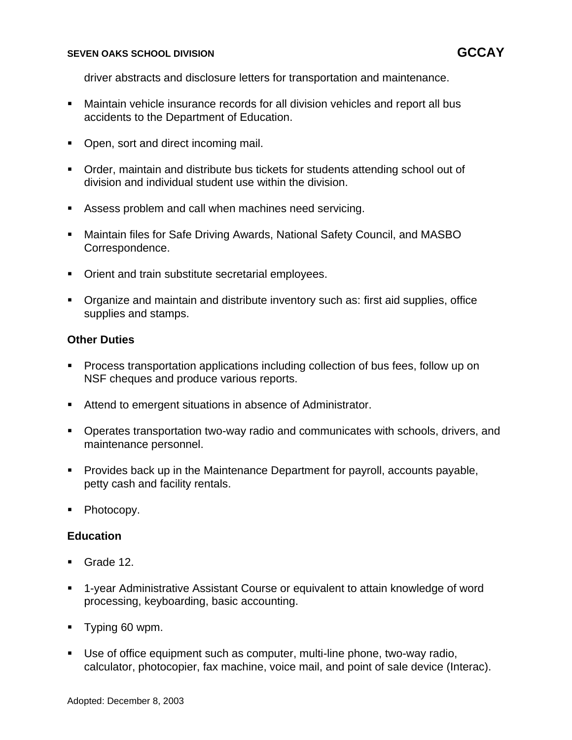driver abstracts and disclosure letters for transportation and maintenance.

- Maintain vehicle insurance records for all division vehicles and report all bus accidents to the Department of Education.
- Open, sort and direct incoming mail.
- Order, maintain and distribute bus tickets for students attending school out of division and individual student use within the division.
- Assess problem and call when machines need servicing.
- Maintain files for Safe Driving Awards, National Safety Council, and MASBO Correspondence.
- Orient and train substitute secretarial employees.
- Organize and maintain and distribute inventory such as: first aid supplies, office supplies and stamps.

**Other Duties**

- Process transportation applications including collection of bus fees, follow up on NSF cheques and produce various reports.
- Attend to emergent situations in absence of Administrator.
- Operates transportation two-way radio and communicates with schools, drivers, and maintenance personnel.
- Provides back up in the Maintenance Department for payroll, accounts payable, petty cash and facility rentals.
- Photocopy.

**Education**

- Grade 12.
- 1-year Administrative Assistant Course or equivalent to attain knowledge of word processing, keyboarding, basic accounting.
- Typing 60 wpm.
- Use of office equipment such as computer, multi-line phone, two-way radio, calculator, photocopier, fax machine, voice mail, and point of sale device (Interac).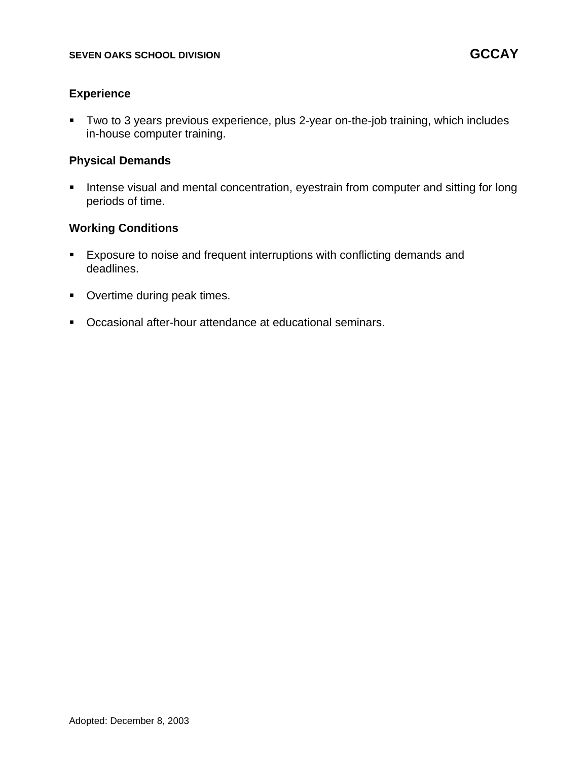**Experience**

- Two to 3 years previous experience, plus 2-year on-the-job training, which includes in-house computer training.

**Physical Demands**

- Intense visual and mental concentration, eyestrain from computer and sitting for long periods of time.

**Working Conditions**

- Exposure to noise and frequent interruptions with conflicting demands and deadlines.

- Overtime during peak times.

- Occasional after-hour attendance at educational seminars.

Adopted: December 8, 2003